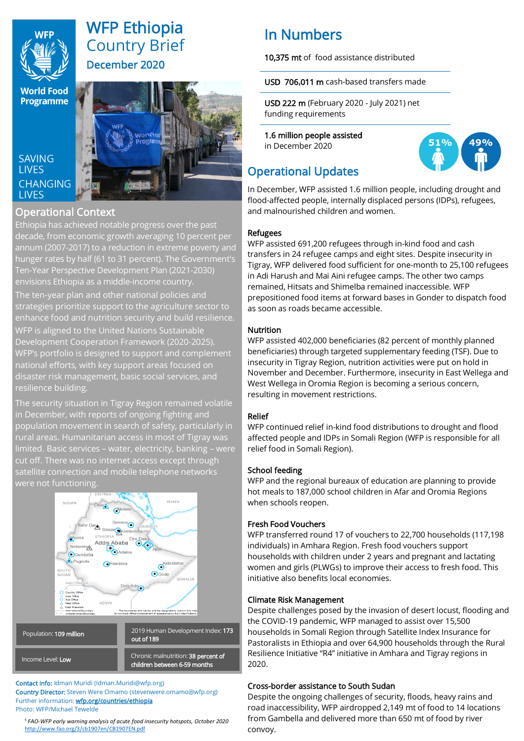# WFP Ethiopia Country Brief

## December 2020

SAVING LIVES CHANGING LIVES

## Operational Context

Ethiopia has achieved notable progress over the past decade, from economic growth averaging 10 percent per annum (2007-2017) to a reduction in extreme poverty and hunger rates by half (61 to 31 percent). The Government's Ten-Year Perspective Development Plan (2021-2030) envisions Ethiopia as a middle-income country.

The ten-year plan and other national policies and strategies prioritize support to the agriculture sector to enhance food and nutrition security and build resilience. WFP is aligned to the United Nations Sustainable Development Cooperation Framework (2020-2025). WFP's portfolio is designed to support and complement national efforts, with key support areas focused on disaster risk management, basic social services, and resilience building.

The security situation in Tigray Region remained volatile in December, with reports of ongoing fighting and population movement in search of safety, particularly in rural areas. Humanitarian access in most of Tigray was limited. Basic services – water, electricity, banking – were cut off. There was no internet access except through satellite connection and mobile telephone networks were not functioning.

| | |
|---|---|
| Population: **109 million** | 2019 Human Development Index: **173** out of 189 |
| Income Level: **Low** | Chronic malnutrition: **38 percent of children between 6-59 months** |

**Contact info:** Idman Muridi (Idman.Muridi@wfp.org)
**Country Director:** Steven Were Omamo (stevenwere.omamo@wfp.org)
Further information: **wfp.org/countries/ethiopia**
Photo: WFP/Michael Tewelde

[1] *FAO-WFP early warning analysis of acute food insecurity hotspots, October 2020* http://www.fao.org/3/cb1907en/CB1907EN.pdf

## In Numbers

**10,375 mt** of food assistance distributed

**USD 706,011 m** cash-based transfers made

**USD 222 m** (February 2020 - July 2021) net funding requirements

**1.6 million people assisted** in December 2020

51% 49%

## Operational Updates

In December, WFP assisted 1.6 million people, including drought and flood-affected people, internally displaced persons (IDPs), refugees, and malnourished children and women.

### Refugees

WFP assisted 691,200 refugees through in-kind food and cash transfers in 24 refugee camps and eight sites. Despite insecurity in Tigray, WFP delivered food sufficient for one-month to 25,100 refugees in Adi Harush and Mai Aini refugee camps. The other two camps remained, Hitsats and Shimelba remained inaccessible. WFP prepositioned food items at forward bases in Gonder to dispatch food as soon as roads became accessible.

### Nutrition

WFP assisted 402,000 beneficiaries (82 percent of monthly planned beneficiaries) through targeted supplementary feeding (TSF). Due to insecurity in Tigray Region, nutrition activities were put on hold in November and December. Furthermore, insecurity in East Wellega and West Wellega in Oromia Region is becoming a serious concern, resulting in movement restrictions.

### Relief

WFP continued relief in-kind food distributions to drought and flood affected people and IDPs in Somali Region (WFP is responsible for all relief food in Somali Region).

### School feeding

WFP and the regional bureaux of education are planning to provide hot meals to 187,000 school children in Afar and Oromia Regions when schools reopen.

### Fresh Food Vouchers

WFP transferred round 17 of vouchers to 22,700 households (117,198 individuals) in Amhara Region. Fresh food vouchers support households with children under 2 years and pregnant and lactating women and girls (PLWGs) to improve their access to fresh food. This initiative also benefits local economies.

### Climate Risk Management

Despite challenges posed by the invasion of desert locust, flooding and the COVID-19 pandemic, WFP managed to assist over 15,500 households in Somali Region through Satellite Index Insurance for Pastoralists in Ethiopia and over 64,900 households through the Rural Resilience Initiative "R4" initiative in Amhara and Tigray regions in 2020.

### Cross-border assistance to South Sudan

Despite the ongoing challenges of security, floods, heavy rains and road inaccessibility, WFP airdropped 2,149 mt of food to 14 locations from Gambella and delivered more than 650 mt of food by river convoy.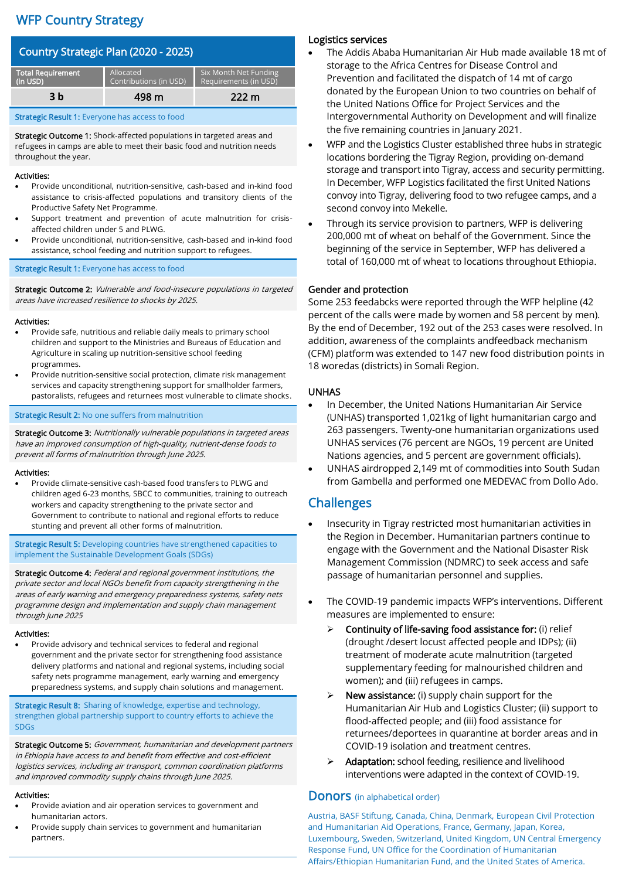## WFP Country Strategy

### Country Strategic Plan (2020 - 2025)

| Total Requirement (in USD) | Allocated Contributions (in USD) | Six Month Net Funding Requirements (in USD) |
|---|---|---|
| 3 b | 498 m | 222 m |

**Strategic Result 1:** Everyone has access to food

**Strategic Outcome 1:** Shock-affected populations in targeted areas and refugees in camps are able to meet their basic food and nutrition needs throughout the year.

**Activities:**

- Provide unconditional, nutrition-sensitive, cash-based and in-kind food assistance to crisis-affected populations and transitory clients of the Productive Safety Net Programme.
- Support treatment and prevention of acute malnutrition for crisis-affected children under 5 and PLWG.
- Provide unconditional, nutrition-sensitive, cash-based and in-kind food assistance, school feeding and nutrition support to refugees.

**Strategic Result 1:** Everyone has access to food

**Strategic Outcome 2:** *Vulnerable and food-insecure populations in targeted areas have increased resilience to shocks by 2025.*

**Activities:**

- Provide safe, nutritious and reliable daily meals to primary school children and support to the Ministries and Bureaus of Education and Agriculture in scaling up nutrition-sensitive school feeding programmes.
- Provide nutrition-sensitive social protection, climate risk management services and capacity strengthening support for smallholder farmers, pastoralists, refugees and returnees most vulnerable to climate shocks.

**Strategic Result 2:** No one suffers from malnutrition

**Strategic Outcome 3:** *Nutritionally vulnerable populations in targeted areas have an improved consumption of high-quality, nutrient-dense foods to prevent all forms of malnutrition through June 2025.*

**Activities:**

- Provide climate-sensitive cash-based food transfers to PLWG and children aged 6-23 months, SBCC to communities, training to outreach workers and capacity strengthening to the private sector and Government to contribute to national and regional efforts to reduce stunting and prevent all other forms of malnutrition.

**Strategic Result 5:** Developing countries have strengthened capacities to implement the Sustainable Development Goals (SDGs)

**Strategic Outcome 4:** *Federal and regional government institutions, the private sector and local NGOs benefit from capacity strengthening in the areas of early warning and emergency preparedness systems, safety nets programme design and implementation and supply chain management through June 2025*

**Activities:**

- Provide advisory and technical services to federal and regional government and the private sector for strengthening food assistance delivery platforms and national and regional systems, including social safety nets programme management, early warning and emergency preparedness systems, and supply chain solutions and management.

**Strategic Result 8:** Sharing of knowledge, expertise and technology, strengthen global partnership support to country efforts to achieve the SDGs

**Strategic Outcome 5:** *Government, humanitarian and development partners in Ethiopia have access to and benefit from effective and cost-efficient logistics services, including air transport, common coordination platforms and improved commodity supply chains through June 2025.*

**Activities:**

- Provide aviation and air operation services to government and humanitarian actors.
- Provide supply chain services to government and humanitarian partners.

### Logistics services

- The Addis Ababa Humanitarian Air Hub made available 18 mt of storage to the Africa Centres for Disease Control and Prevention and facilitated the dispatch of 14 mt of cargo donated by the European Union to two countries on behalf of the United Nations Office for Project Services and the Intergovernmental Authority on Development and will finalize the five remaining countries in January 2021.
- WFP and the Logistics Cluster established three hubs in strategic locations bordering the Tigray Region, providing on-demand storage and transport into Tigray, access and security permitting. In December, WFP Logistics facilitated the first United Nations convoy into Tigray, delivering food to two refugee camps, and a second convoy into Mekelle.
- Through its service provision to partners, WFP is delivering 200,000 mt of wheat on behalf of the Government. Since the beginning of the service in September, WFP has delivered a total of 160,000 mt of wheat to locations throughout Ethiopia.

### Gender and protection

Some 253 feedabcks were reported through the WFP helpline (42 percent of the calls were made by women and 58 percent by men). By the end of December, 192 out of the 253 cases were resolved. In addition, awareness of the complaints andfeedback mechanism (CFM) platform was extended to 147 new food distribution points in 18 woredas (districts) in Somali Region.

### UNHAS

- In December, the United Nations Humanitarian Air Service (UNHAS) transported 1,021kg of light humanitarian cargo and 263 passengers. Twenty-one humanitarian organizations used UNHAS services (76 percent are NGOs, 19 percent are United Nations agencies, and 5 percent are government officials).
- UNHAS airdropped 2,149 mt of commodities into South Sudan from Gambella and performed one MEDEVAC from Dollo Ado.

## Challenges

- Insecurity in Tigray restricted most humanitarian activities in the Region in December. Humanitarian partners continue to engage with the Government and the National Disaster Risk Management Commission (NDMRC) to seek access and safe passage of humanitarian personnel and supplies.
- The COVID-19 pandemic impacts WFP's interventions. Different measures are implemented to ensure:
  - **Continuity of life-saving food assistance for:** (i) relief (drought /desert locust affected people and IDPs); (ii) treatment of moderate acute malnutrition (targeted supplementary feeding for malnourished children and women); and (iii) refugees in camps.
  - **New assistance:** (i) supply chain support for the Humanitarian Air Hub and Logistics Cluster; (ii) support to flood-affected people; and (iii) food assistance for returnees/deportees in quarantine at border areas and in COVID-19 isolation and treatment centres.
  - **Adaptation:** school feeding, resilience and livelihood interventions were adapted in the context of COVID-19.

## Donors (in alphabetical order)

Austria, BASF Stiftung, Canada, China, Denmark, European Civil Protection and Humanitarian Aid Operations, France, Germany, Japan, Korea, Luxembourg, Sweden, Switzerland, United Kingdom, UN Central Emergency Response Fund, UN Office for the Coordination of Humanitarian Affairs/Ethiopian Humanitarian Fund, and the United States of America.